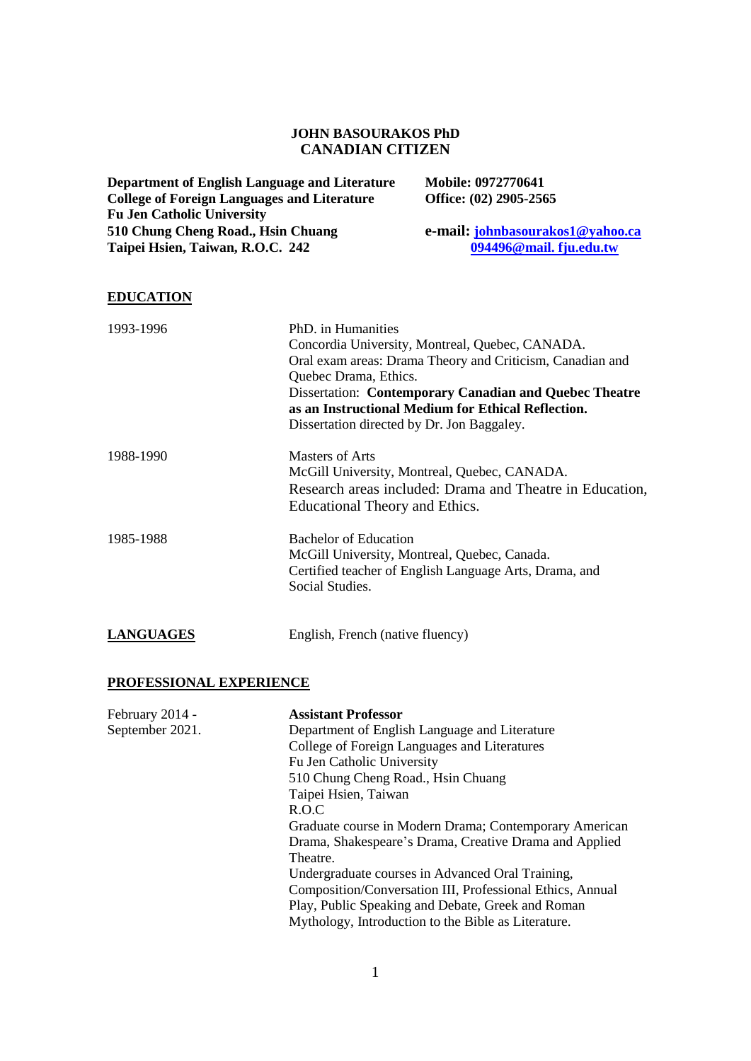# JOHN BASOURAKOS PhD
## CANADIAN CITIZEN

**Department of English Language and Literature**
**College of Foreign Languages and Literature**
**Fu Jen Catholic University**
**510 Chung Cheng Road., Hsin Chuang**
**Taipei Hsien, Taiwan, R.O.C. 242**

**Mobile: 0972770641**
**Office: (02) 2905-2565**

**e-mail: johnbasourakos1@yahoo.ca**
**094496@mail. fju.edu.tw**

## EDUCATION

| | |
|---|---|
| 1993-1996 | PhD. in Humanities<br>Concordia University, Montreal, Quebec, CANADA.<br>Oral exam areas: Drama Theory and Criticism, Canadian and Quebec Drama, Ethics.<br>Dissertation: **Contemporary Canadian and Quebec Theatre as an Instructional Medium for Ethical Reflection.**<br>Dissertation directed by Dr. Jon Baggaley. |
| 1988-1990 | Masters of Arts<br>McGill University, Montreal, Quebec, CANADA.<br>Research areas included: Drama and Theatre in Education, Educational Theory and Ethics. |
| 1985-1988 | Bachelor of Education<br>McGill University, Montreal, Quebec, Canada.<br>Certified teacher of English Language Arts, Drama, and Social Studies. |

## LANGUAGES

English, French (native fluency)

## PROFESSIONAL EXPERIENCE

| | |
|---|---|
| February 2014 - September 2021. | **Assistant Professor**<br>Department of English Language and Literature<br>College of Foreign Languages and Literatures<br>Fu Jen Catholic University<br>510 Chung Cheng Road., Hsin Chuang<br>Taipei Hsien, Taiwan<br>R.O.C<br>Graduate course in Modern Drama; Contemporary American Drama, Shakespeare's Drama, Creative Drama and Applied Theatre.<br>Undergraduate courses in Advanced Oral Training, Composition/Conversation III, Professional Ethics, Annual Play, Public Speaking and Debate, Greek and Roman Mythology, Introduction to the Bible as Literature. |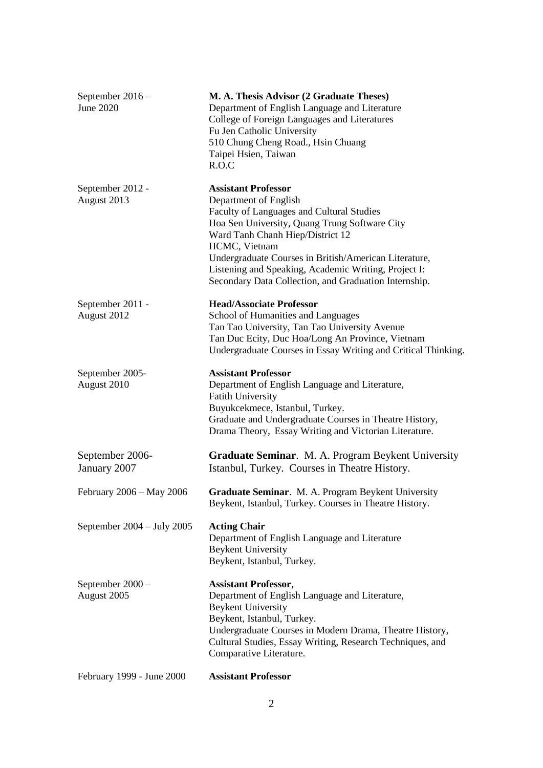| | |
|---|---|
| September 2016 – June 2020 | **M. A. Thesis Advisor (2 Graduate Theses)**<br>Department of English Language and Literature<br>College of Foreign Languages and Literatures<br>Fu Jen Catholic University<br>510 Chung Cheng Road., Hsin Chuang<br>Taipei Hsien, Taiwan<br>R.O.C |
| September 2012 - August 2013 | **Assistant Professor**<br>Department of English<br>Faculty of Languages and Cultural Studies<br>Hoa Sen University, Quang Trung Software City<br>Ward Tanh Chanh Hiep/District 12<br>HCMC, Vietnam<br>Undergraduate Courses in British/American Literature, Listening and Speaking, Academic Writing, Project I: Secondary Data Collection, and Graduation Internship. |
| September 2011 - August 2012 | **Head/Associate Professor**<br>School of Humanities and Languages<br>Tan Tao University, Tan Tao University Avenue<br>Tan Duc Ecity, Duc Hoa/Long An Province, Vietnam<br>Undergraduate Courses in Essay Writing and Critical Thinking. |
| September 2005- August 2010 | **Assistant Professor**<br>Department of English Language and Literature,<br>Fatith University<br>Buyukcekmece, Istanbul, Turkey.<br>Graduate and Undergraduate Courses in Theatre History, Drama Theory, Essay Writing and Victorian Literature. |
| September 2006- January 2007 | **Graduate Seminar**. M. A. Program Beykent University Istanbul, Turkey. Courses in Theatre History. |
| February 2006 – May 2006 | **Graduate Seminar**. M. A. Program Beykent University Beykent, Istanbul, Turkey. Courses in Theatre History. |
| September 2004 – July 2005 | **Acting Chair**<br>Department of English Language and Literature<br>Beykent University<br>Beykent, Istanbul, Turkey. |
| September 2000 – August 2005 | **Assistant Professor**,<br>Department of English Language and Literature,<br>Beykent University<br>Beykent, Istanbul, Turkey.<br>Undergraduate Courses in Modern Drama, Theatre History, Cultural Studies, Essay Writing, Research Techniques, and Comparative Literature. |
| February 1999 - June 2000 | **Assistant Professor** |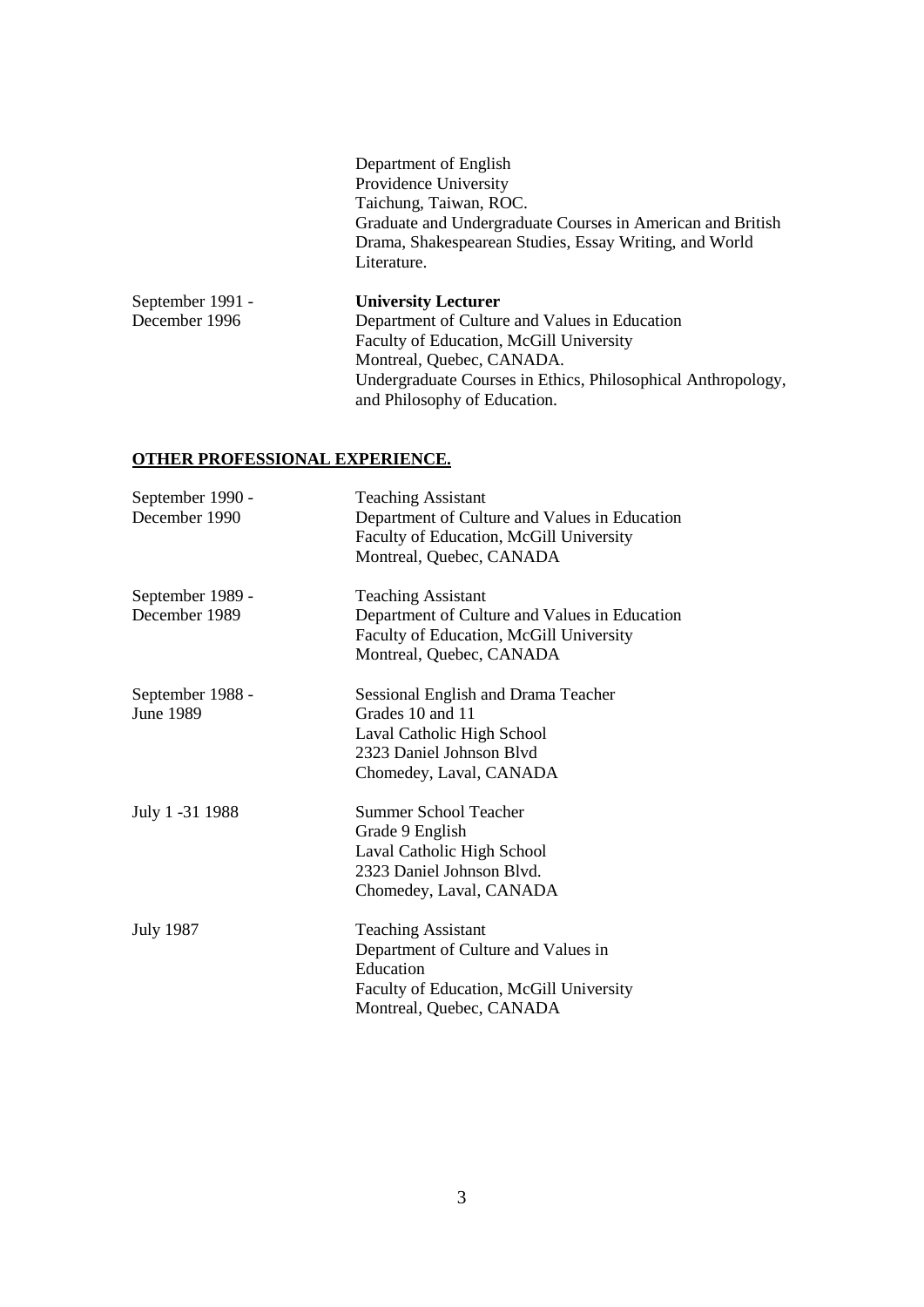Department of English
Providence University
Taichung, Taiwan, ROC.
Graduate and Undergraduate Courses in American and British Drama, Shakespearean Studies, Essay Writing, and World Literature.

| | |
|---|---|
| September 1991 - December 1996 | **University Lecturer**<br>Department of Culture and Values in Education<br>Faculty of Education, McGill University<br>Montreal, Quebec, CANADA.<br>Undergraduate Courses in Ethics, Philosophical Anthropology, and Philosophy of Education. |

## **OTHER PROFESSIONAL EXPERIENCE.**

| | |
|---|---|
| September 1990 - December 1990 | Teaching Assistant<br>Department of Culture and Values in Education<br>Faculty of Education, McGill University<br>Montreal, Quebec, CANADA |
| September 1989 - December 1989 | Teaching Assistant<br>Department of Culture and Values in Education<br>Faculty of Education, McGill University<br>Montreal, Quebec, CANADA |
| September 1988 - June 1989 | Sessional English and Drama Teacher<br>Grades 10 and 11<br>Laval Catholic High School<br>2323 Daniel Johnson Blvd<br>Chomedey, Laval, CANADA |
| July 1 -31 1988 | Summer School Teacher<br>Grade 9 English<br>Laval Catholic High School<br>2323 Daniel Johnson Blvd.<br>Chomedey, Laval, CANADA |
| July 1987 | Teaching Assistant<br>Department of Culture and Values in Education<br>Faculty of Education, McGill University<br>Montreal, Quebec, CANADA |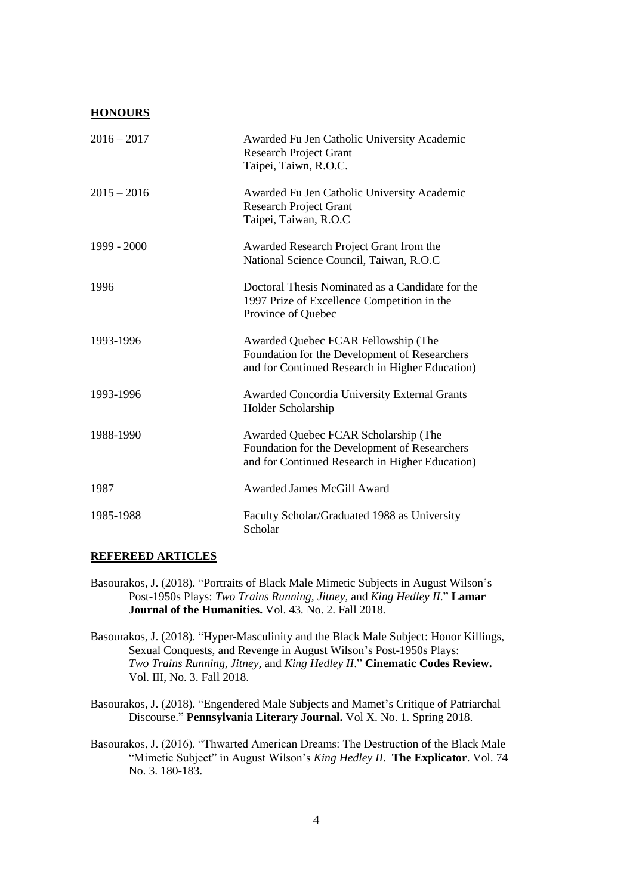## **HONOURS**

| | |
|---|---|
| 2016 – 2017 | Awarded Fu Jen Catholic University Academic Research Project Grant Taipei, Taiwn, R.O.C. |
| 2015 – 2016 | Awarded Fu Jen Catholic University Academic Research Project Grant Taipei, Taiwan, R.O.C |
| 1999 - 2000 | Awarded Research Project Grant from the National Science Council, Taiwan, R.O.C |
| 1996 | Doctoral Thesis Nominated as a Candidate for the 1997 Prize of Excellence Competition in the Province of Quebec |
| 1993-1996 | Awarded Quebec FCAR Fellowship (The Foundation for the Development of Researchers and for Continued Research in Higher Education) |
| 1993-1996 | Awarded Concordia University External Grants Holder Scholarship |
| 1988-1990 | Awarded Quebec FCAR Scholarship (The Foundation for the Development of Researchers and for Continued Research in Higher Education) |
| 1987 | Awarded James McGill Award |
| 1985-1988 | Faculty Scholar/Graduated 1988 as University Scholar |

## **REFEREED ARTICLES**

Basourakos, J. (2018). "Portraits of Black Male Mimetic Subjects in August Wilson's Post-1950s Plays: *Two Trains Running, Jitney,* and *King Hedley II*." **Lamar Journal of the Humanities.** Vol. 43. No. 2. Fall 2018.

Basourakos, J. (2018). "Hyper-Masculinity and the Black Male Subject: Honor Killings, Sexual Conquests, and Revenge in August Wilson's Post-1950s Plays: *Two Trains Running, Jitney,* and *King Hedley II*." **Cinematic Codes Review.** Vol. III, No. 3. Fall 2018.

Basourakos, J. (2018). "Engendered Male Subjects and Mamet's Critique of Patriarchal Discourse." **Pennsylvania Literary Journal.** Vol X. No. 1. Spring 2018.

Basourakos, J. (2016). "Thwarted American Dreams: The Destruction of the Black Male "Mimetic Subject" in August Wilson's *King Hedley II*. **The Explicator**. Vol. 74 No. 3. 180-183.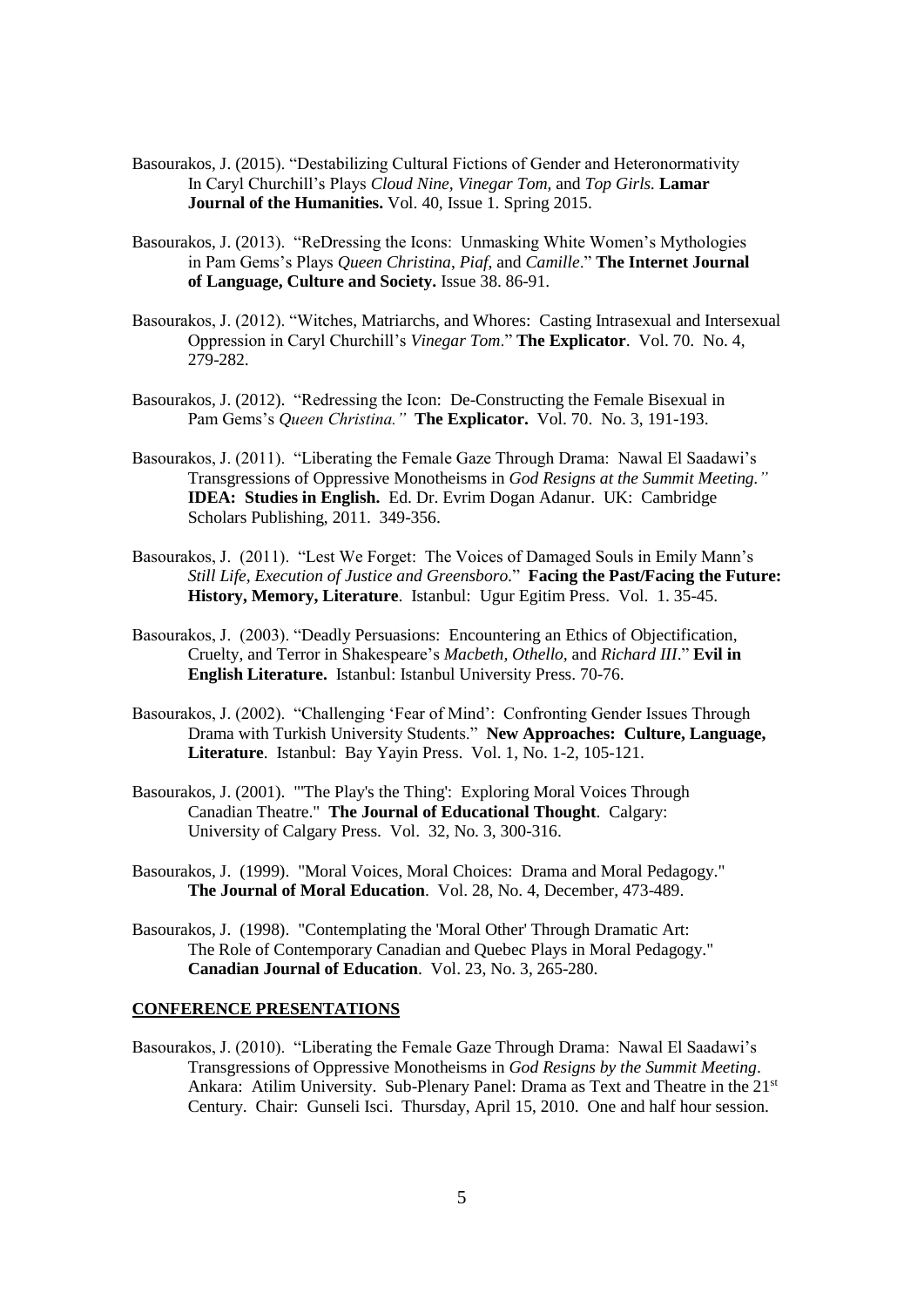Basourakos, J. (2015). "Destabilizing Cultural Fictions of Gender and Heteronormativity In Caryl Churchill's Plays *Cloud Nine*, *Vinegar Tom*, and *Top Girls.* **Lamar Journal of the Humanities.** Vol. 40, Issue 1. Spring 2015.

Basourakos, J. (2013). "ReDressing the Icons: Unmasking White Women's Mythologies in Pam Gems's Plays *Queen Christina*, *Piaf*, and *Camille*." **The Internet Journal of Language, Culture and Society.** Issue 38. 86-91.

Basourakos, J. (2012). "Witches, Matriarchs, and Whores: Casting Intrasexual and Intersexual Oppression in Caryl Churchill's *Vinegar Tom*." **The Explicator**. Vol. 70. No. 4, 279-282.

Basourakos, J. (2012). "Redressing the Icon: De-Constructing the Female Bisexual in Pam Gems's *Queen Christina."* **The Explicator.** Vol. 70. No. 3, 191-193.

Basourakos, J. (2011). "Liberating the Female Gaze Through Drama: Nawal El Saadawi's Transgressions of Oppressive Monotheisms in *God Resigns at the Summit Meeting."* **IDEA: Studies in English.** Ed. Dr. Evrim Dogan Adanur. UK: Cambridge Scholars Publishing, 2011. 349-356.

Basourakos, J. (2011). "Lest We Forget: The Voices of Damaged Souls in Emily Mann's *Still Life, Execution of Justice and Greensboro*." **Facing the Past/Facing the Future: History, Memory, Literature**. Istanbul: Ugur Egitim Press. Vol. 1. 35-45.

Basourakos, J. (2003). "Deadly Persuasions: Encountering an Ethics of Objectification, Cruelty, and Terror in Shakespeare's *Macbeth, Othello,* and *Richard III*." **Evil in English Literature.** Istanbul: Istanbul University Press. 70-76.

Basourakos, J. (2002). "Challenging 'Fear of Mind': Confronting Gender Issues Through Drama with Turkish University Students." **New Approaches: Culture, Language, Literature**. Istanbul: Bay Yayin Press. Vol. 1, No. 1-2, 105-121.

Basourakos, J. (2001). "'The Play's the Thing': Exploring Moral Voices Through Canadian Theatre." **The Journal of Educational Thought**. Calgary: University of Calgary Press. Vol. 32, No. 3, 300-316.

Basourakos, J. (1999). "Moral Voices, Moral Choices: Drama and Moral Pedagogy." **The Journal of Moral Education**. Vol. 28, No. 4, December, 473-489.

Basourakos, J. (1998). "Contemplating the 'Moral Other' Through Dramatic Art: The Role of Contemporary Canadian and Quebec Plays in Moral Pedagogy." **Canadian Journal of Education**. Vol. 23, No. 3, 265-280.

## CONFERENCE PRESENTATIONS

Basourakos, J. (2010). "Liberating the Female Gaze Through Drama: Nawal El Saadawi's Transgressions of Oppressive Monotheisms in *God Resigns by the Summit Meeting*. Ankara: Atilim University. Sub-Plenary Panel: Drama as Text and Theatre in the 21st Century. Chair: Gunseli Isci. Thursday, April 15, 2010. One and half hour session.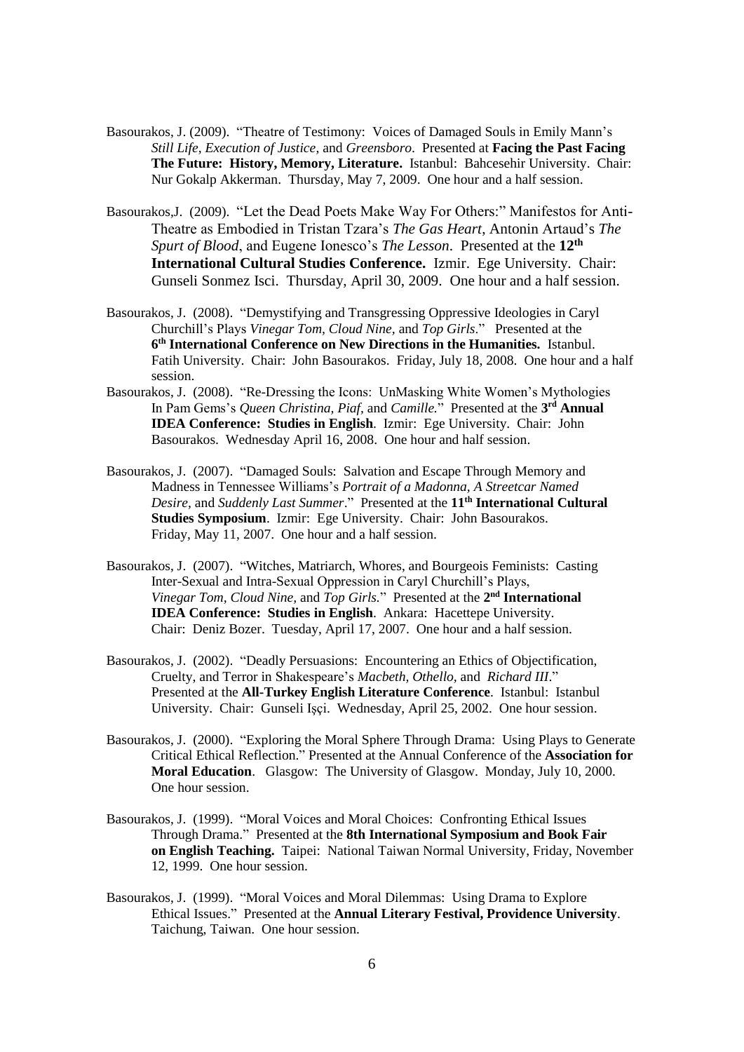Basourakos, J. (2009). "Theatre of Testimony: Voices of Damaged Souls in Emily Mann's *Still Life*, *Execution of Justice*, and *Greensboro*. Presented at **Facing the Past Facing The Future: History, Memory, Literature.** Istanbul: Bahcesehir University. Chair: Nur Gokalp Akkerman. Thursday, May 7, 2009. One hour and a half session.

Basourakos,J. (2009). "Let the Dead Poets Make Way For Others:" Manifestos for Anti-Theatre as Embodied in Tristan Tzara's *The Gas Heart*, Antonin Artaud's *The Spurt of Blood*, and Eugene Ionesco's *The Lesson*. Presented at the **12th International Cultural Studies Conference.** Izmir. Ege University. Chair: Gunseli Sonmez Isci. Thursday, April 30, 2009. One hour and a half session.

Basourakos, J. (2008). "Demystifying and Transgressing Oppressive Ideologies in Caryl Churchill's Plays *Vinegar Tom*, *Cloud Nine*, and *Top Girls*." Presented at the **6th International Conference on New Directions in the Humanities.** Istanbul. Fatih University. Chair: John Basourakos. Friday, July 18, 2008. One hour and a half session.

Basourakos, J. (2008). "Re-Dressing the Icons: UnMasking White Women's Mythologies In Pam Gems's *Queen Christina*, *Piaf*, and *Camille*." Presented at the **3rd Annual IDEA Conference: Studies in English**. Izmir: Ege University. Chair: John Basourakos. Wednesday April 16, 2008. One hour and half session.

Basourakos, J. (2007). "Damaged Souls: Salvation and Escape Through Memory and Madness in Tennessee Williams's *Portrait of a Madonna*, *A Streetcar Named Desire*, and *Suddenly Last Summer*." Presented at the **11th International Cultural Studies Symposium**. Izmir: Ege University. Chair: John Basourakos. Friday, May 11, 2007. One hour and a half session.

Basourakos, J. (2007). "Witches, Matriarch, Whores, and Bourgeois Feminists: Casting Inter-Sexual and Intra-Sexual Oppression in Caryl Churchill's Plays, *Vinegar Tom*, *Cloud Nine*, and *Top Girls*." Presented at the **2nd International IDEA Conference: Studies in English**. Ankara: Hacettepe University. Chair: Deniz Bozer. Tuesday, April 17, 2007. One hour and a half session.

Basourakos, J. (2002). "Deadly Persuasions: Encountering an Ethics of Objectification, Cruelty, and Terror in Shakespeare's *Macbeth, Othello,* and *Richard III*." Presented at the **All-Turkey English Literature Conference**. Istanbul: Istanbul University. Chair: Gunseli Işçi. Wednesday, April 25, 2002. One hour session.

Basourakos, J. (2000). "Exploring the Moral Sphere Through Drama: Using Plays to Generate Critical Ethical Reflection." Presented at the Annual Conference of the **Association for Moral Education**. Glasgow: The University of Glasgow. Monday, July 10, 2000. One hour session.

Basourakos, J. (1999). "Moral Voices and Moral Choices: Confronting Ethical Issues Through Drama." Presented at the **8th International Symposium and Book Fair on English Teaching.** Taipei: National Taiwan Normal University, Friday, November 12, 1999. One hour session.

Basourakos, J. (1999). "Moral Voices and Moral Dilemmas: Using Drama to Explore Ethical Issues." Presented at the **Annual Literary Festival, Providence University**. Taichung, Taiwan. One hour session.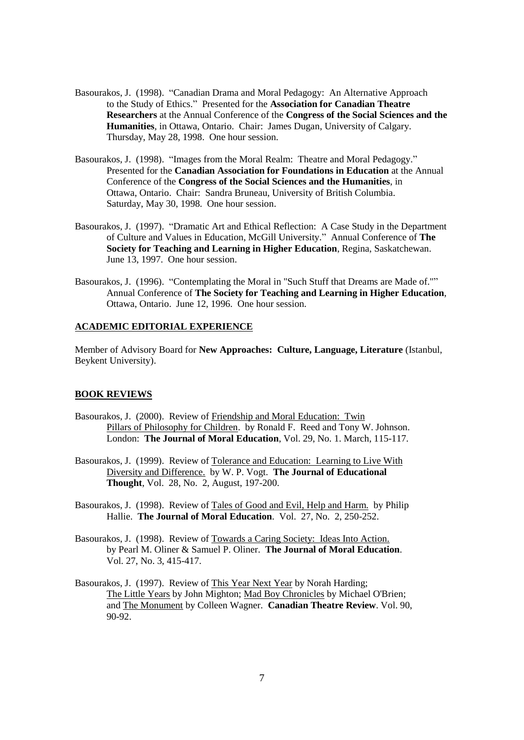Basourakos, J. (1998). "Canadian Drama and Moral Pedagogy: An Alternative Approach to the Study of Ethics." Presented for the **Association for Canadian Theatre Researchers** at the Annual Conference of the **Congress of the Social Sciences and the Humanities**, in Ottawa, Ontario. Chair: James Dugan, University of Calgary. Thursday, May 28, 1998. One hour session.

Basourakos, J. (1998). "Images from the Moral Realm: Theatre and Moral Pedagogy." Presented for the **Canadian Association for Foundations in Education** at the Annual Conference of the **Congress of the Social Sciences and the Humanities**, in Ottawa, Ontario. Chair: Sandra Bruneau, University of British Columbia. Saturday, May 30, 1998. One hour session.

Basourakos, J. (1997). "Dramatic Art and Ethical Reflection: A Case Study in the Department of Culture and Values in Education, McGill University." Annual Conference of **The Society for Teaching and Learning in Higher Education**, Regina, Saskatchewan. June 13, 1997. One hour session.

Basourakos, J. (1996). "Contemplating the Moral in "Such Stuff that Dreams are Made of."" Annual Conference of **The Society for Teaching and Learning in Higher Education**, Ottawa, Ontario. June 12, 1996. One hour session.

## ACADEMIC EDITORIAL EXPERIENCE

Member of Advisory Board for **New Approaches: Culture, Language, Literature** (Istanbul, Beykent University).

## BOOK REVIEWS

Basourakos, J. (2000). Review of Friendship and Moral Education: Twin Pillars of Philosophy for Children. by Ronald F. Reed and Tony W. Johnson. London: **The Journal of Moral Education**, Vol. 29, No. 1. March, 115-117.

Basourakos, J. (1999). Review of Tolerance and Education: Learning to Live With Diversity and Difference. by W. P. Vogt. **The Journal of Educational Thought**, Vol. 28, No. 2, August, 197-200.

Basourakos, J. (1998). Review of Tales of Good and Evil, Help and Harm. by Philip Hallie. **The Journal of Moral Education**. Vol. 27, No. 2, 250-252.

Basourakos, J. (1998). Review of Towards a Caring Society: Ideas Into Action. by Pearl M. Oliner & Samuel P. Oliner. **The Journal of Moral Education**. Vol. 27, No. 3, 415-417.

Basourakos, J. (1997). Review of This Year Next Year by Norah Harding; The Little Years by John Mighton; Mad Boy Chronicles by Michael O'Brien; and The Monument by Colleen Wagner. **Canadian Theatre Review**. Vol. 90, 90-92.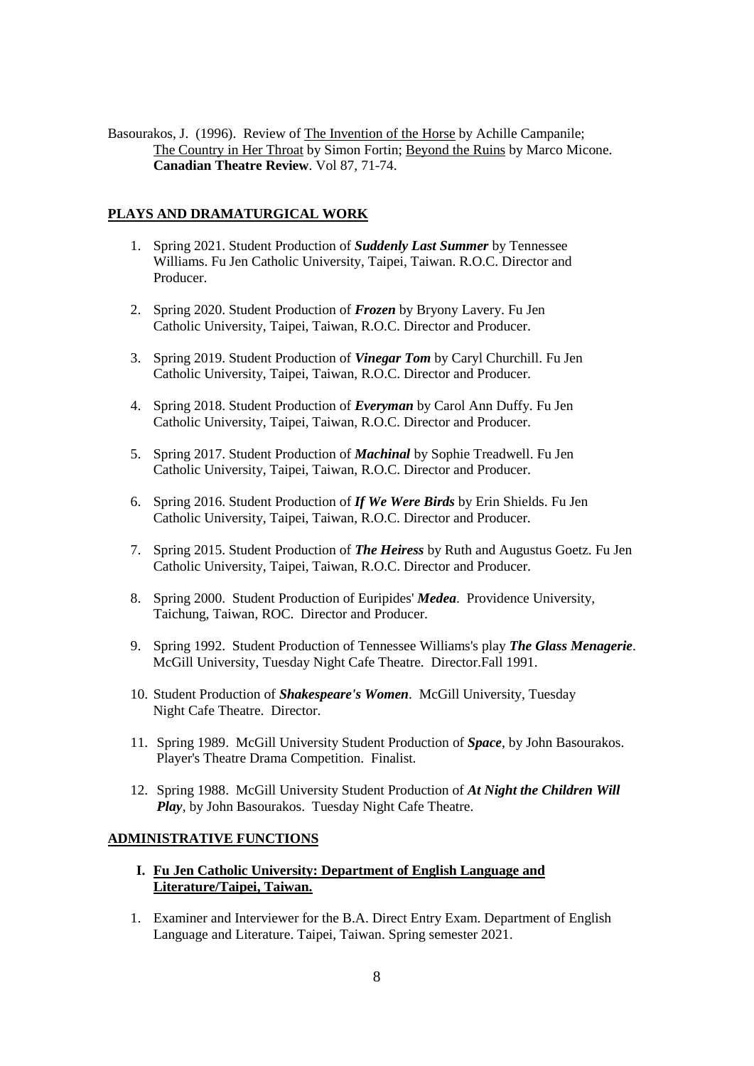Basourakos, J. (1996). Review of The Invention of the Horse by Achille Campanile; The Country in Her Throat by Simon Fortin; Beyond the Ruins by Marco Micone. **Canadian Theatre Review**. Vol 87, 71-74.

## PLAYS AND DRAMATURGICAL WORK

1. Spring 2021. Student Production of ***Suddenly Last Summer*** by Tennessee Williams. Fu Jen Catholic University, Taipei, Taiwan. R.O.C. Director and Producer.
2. Spring 2020. Student Production of ***Frozen*** by Bryony Lavery. Fu Jen Catholic University, Taipei, Taiwan, R.O.C. Director and Producer.
3. Spring 2019. Student Production of ***Vinegar Tom*** by Caryl Churchill. Fu Jen Catholic University, Taipei, Taiwan, R.O.C. Director and Producer.
4. Spring 2018. Student Production of ***Everyman*** by Carol Ann Duffy. Fu Jen Catholic University, Taipei, Taiwan, R.O.C. Director and Producer.
5. Spring 2017. Student Production of ***Machinal*** by Sophie Treadwell. Fu Jen Catholic University, Taipei, Taiwan, R.O.C. Director and Producer.
6. Spring 2016. Student Production of ***If We Were Birds*** by Erin Shields. Fu Jen Catholic University, Taipei, Taiwan, R.O.C. Director and Producer.
7. Spring 2015. Student Production of ***The Heiress*** by Ruth and Augustus Goetz. Fu Jen Catholic University, Taipei, Taiwan, R.O.C. Director and Producer.
8. Spring 2000. Student Production of Euripides' ***Medea***. Providence University, Taichung, Taiwan, ROC. Director and Producer.
9. Spring 1992. Student Production of Tennessee Williams's play ***The Glass Menagerie***. McGill University, Tuesday Night Cafe Theatre. Director.Fall 1991.
10. Student Production of ***Shakespeare's Women***. McGill University, Tuesday Night Cafe Theatre. Director.
11. Spring 1989. McGill University Student Production of ***Space***, by John Basourakos. Player's Theatre Drama Competition. Finalist.
12. Spring 1988. McGill University Student Production of ***At Night the Children Will Play***, by John Basourakos. Tuesday Night Cafe Theatre.

## ADMINISTRATIVE FUNCTIONS

### I. Fu Jen Catholic University: Department of English Language and Literature/Taipei, Taiwan.

1. Examiner and Interviewer for the B.A. Direct Entry Exam. Department of English Language and Literature. Taipei, Taiwan. Spring semester 2021.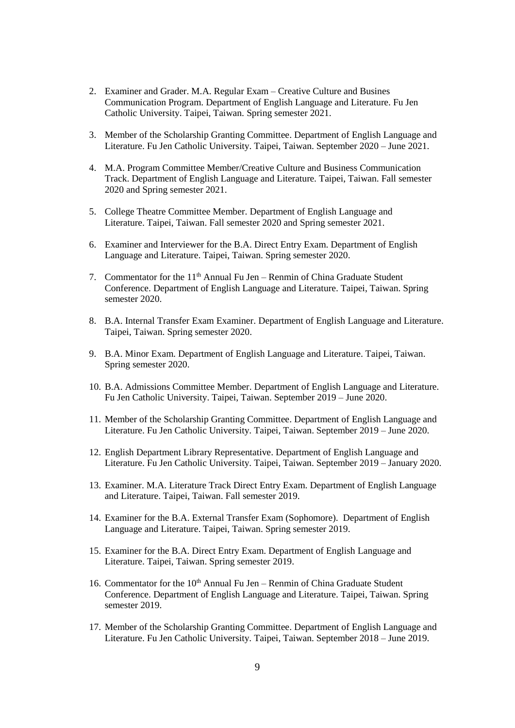2. Examiner and Grader. M.A. Regular Exam – Creative Culture and Busines Communication Program. Department of English Language and Literature. Fu Jen Catholic University. Taipei, Taiwan. Spring semester 2021.

3. Member of the Scholarship Granting Committee. Department of English Language and Literature. Fu Jen Catholic University. Taipei, Taiwan. September 2020 – June 2021.

4. M.A. Program Committee Member/Creative Culture and Business Communication Track. Department of English Language and Literature. Taipei, Taiwan. Fall semester 2020 and Spring semester 2021.

5. College Theatre Committee Member. Department of English Language and Literature. Taipei, Taiwan. Fall semester 2020 and Spring semester 2021.

6. Examiner and Interviewer for the B.A. Direct Entry Exam. Department of English Language and Literature. Taipei, Taiwan. Spring semester 2020.

7. Commentator for the 11th Annual Fu Jen – Renmin of China Graduate Student Conference. Department of English Language and Literature. Taipei, Taiwan. Spring semester 2020.

8. B.A. Internal Transfer Exam Examiner. Department of English Language and Literature. Taipei, Taiwan. Spring semester 2020.

9. B.A. Minor Exam. Department of English Language and Literature. Taipei, Taiwan. Spring semester 2020.

10. B.A. Admissions Committee Member. Department of English Language and Literature. Fu Jen Catholic University. Taipei, Taiwan. September 2019 – June 2020.

11. Member of the Scholarship Granting Committee. Department of English Language and Literature. Fu Jen Catholic University. Taipei, Taiwan. September 2019 – June 2020.

12. English Department Library Representative. Department of English Language and Literature. Fu Jen Catholic University. Taipei, Taiwan. September 2019 – January 2020.

13. Examiner. M.A. Literature Track Direct Entry Exam. Department of English Language and Literature. Taipei, Taiwan. Fall semester 2019.

14. Examiner for the B.A. External Transfer Exam (Sophomore). Department of English Language and Literature. Taipei, Taiwan. Spring semester 2019.

15. Examiner for the B.A. Direct Entry Exam. Department of English Language and Literature. Taipei, Taiwan. Spring semester 2019.

16. Commentator for the 10th Annual Fu Jen – Renmin of China Graduate Student Conference. Department of English Language and Literature. Taipei, Taiwan. Spring semester 2019.

17. Member of the Scholarship Granting Committee. Department of English Language and Literature. Fu Jen Catholic University. Taipei, Taiwan. September 2018 – June 2019.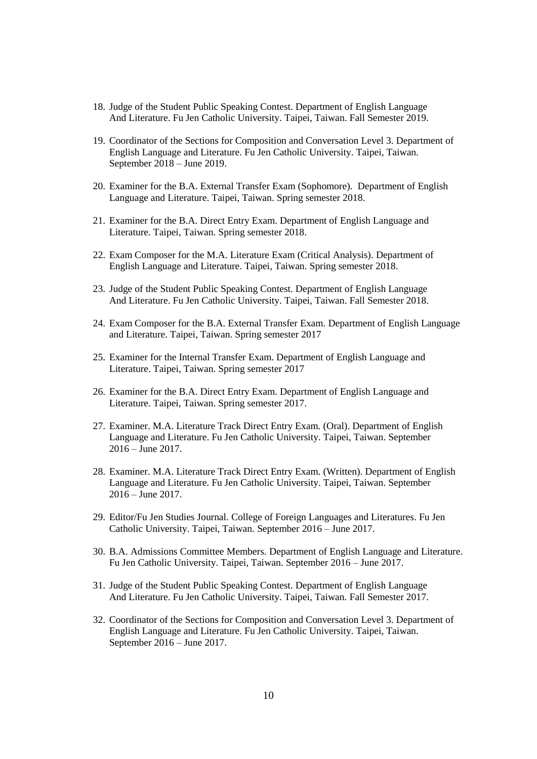18. Judge of the Student Public Speaking Contest. Department of English Language And Literature. Fu Jen Catholic University. Taipei, Taiwan. Fall Semester 2019.

19. Coordinator of the Sections for Composition and Conversation Level 3. Department of English Language and Literature. Fu Jen Catholic University. Taipei, Taiwan. September 2018 – June 2019.

20. Examiner for the B.A. External Transfer Exam (Sophomore). Department of English Language and Literature. Taipei, Taiwan. Spring semester 2018.

21. Examiner for the B.A. Direct Entry Exam. Department of English Language and Literature. Taipei, Taiwan. Spring semester 2018.

22. Exam Composer for the M.A. Literature Exam (Critical Analysis). Department of English Language and Literature. Taipei, Taiwan. Spring semester 2018.

23. Judge of the Student Public Speaking Contest. Department of English Language And Literature. Fu Jen Catholic University. Taipei, Taiwan. Fall Semester 2018.

24. Exam Composer for the B.A. External Transfer Exam. Department of English Language and Literature. Taipei, Taiwan. Spring semester 2017

25. Examiner for the Internal Transfer Exam. Department of English Language and Literature. Taipei, Taiwan. Spring semester 2017

26. Examiner for the B.A. Direct Entry Exam. Department of English Language and Literature. Taipei, Taiwan. Spring semester 2017.

27. Examiner. M.A. Literature Track Direct Entry Exam. (Oral). Department of English Language and Literature. Fu Jen Catholic University. Taipei, Taiwan. September 2016 – June 2017.

28. Examiner. M.A. Literature Track Direct Entry Exam. (Written). Department of English Language and Literature. Fu Jen Catholic University. Taipei, Taiwan. September 2016 – June 2017.

29. Editor/Fu Jen Studies Journal. College of Foreign Languages and Literatures. Fu Jen Catholic University. Taipei, Taiwan. September 2016 – June 2017.

30. B.A. Admissions Committee Members. Department of English Language and Literature. Fu Jen Catholic University. Taipei, Taiwan. September 2016 – June 2017.

31. Judge of the Student Public Speaking Contest. Department of English Language And Literature. Fu Jen Catholic University. Taipei, Taiwan. Fall Semester 2017.

32. Coordinator of the Sections for Composition and Conversation Level 3. Department of English Language and Literature. Fu Jen Catholic University. Taipei, Taiwan. September 2016 – June 2017.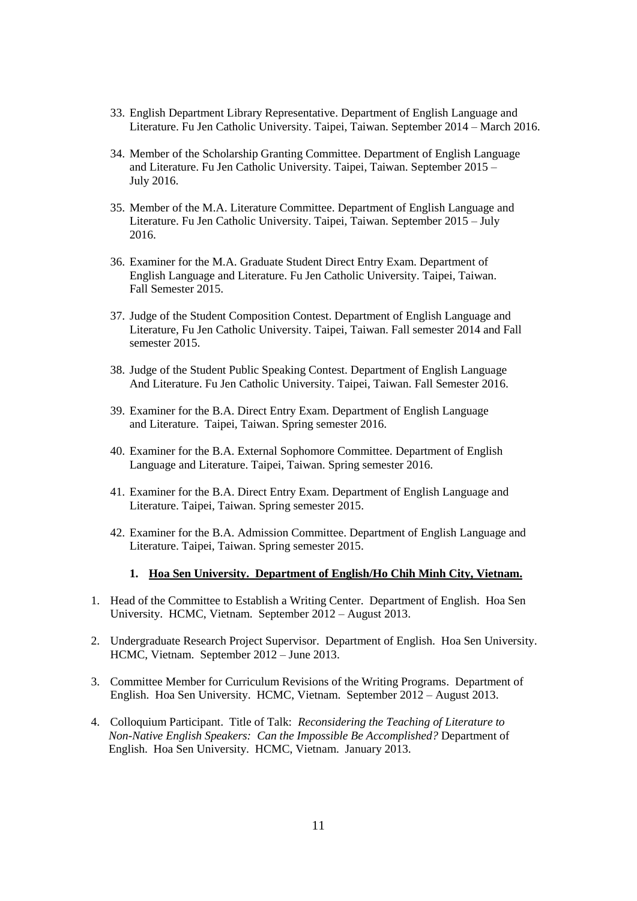33. English Department Library Representative. Department of English Language and Literature. Fu Jen Catholic University. Taipei, Taiwan. September 2014 – March 2016.

34. Member of the Scholarship Granting Committee. Department of English Language and Literature. Fu Jen Catholic University. Taipei, Taiwan. September 2015 – July 2016.

35. Member of the M.A. Literature Committee. Department of English Language and Literature. Fu Jen Catholic University. Taipei, Taiwan. September 2015 – July 2016.

36. Examiner for the M.A. Graduate Student Direct Entry Exam. Department of English Language and Literature. Fu Jen Catholic University. Taipei, Taiwan. Fall Semester 2015.

37. Judge of the Student Composition Contest. Department of English Language and Literature, Fu Jen Catholic University. Taipei, Taiwan. Fall semester 2014 and Fall semester 2015.

38. Judge of the Student Public Speaking Contest. Department of English Language And Literature. Fu Jen Catholic University. Taipei, Taiwan. Fall Semester 2016.

39. Examiner for the B.A. Direct Entry Exam. Department of English Language and Literature. Taipei, Taiwan. Spring semester 2016.

40. Examiner for the B.A. External Sophomore Committee. Department of English Language and Literature. Taipei, Taiwan. Spring semester 2016.

41. Examiner for the B.A. Direct Entry Exam. Department of English Language and Literature. Taipei, Taiwan. Spring semester 2015.

42. Examiner for the B.A. Admission Committee. Department of English Language and Literature. Taipei, Taiwan. Spring semester 2015.

**1. Hoa Sen University. Department of English/Ho Chih Minh City, Vietnam.**

1. Head of the Committee to Establish a Writing Center. Department of English. Hoa Sen University. HCMC, Vietnam. September 2012 – August 2013.

2. Undergraduate Research Project Supervisor. Department of English. Hoa Sen University. HCMC, Vietnam. September 2012 – June 2013.

3. Committee Member for Curriculum Revisions of the Writing Programs. Department of English. Hoa Sen University. HCMC, Vietnam. September 2012 – August 2013.

4. Colloquium Participant. Title of Talk: *Reconsidering the Teaching of Literature to Non-Native English Speakers: Can the Impossible Be Accomplished?* Department of English. Hoa Sen University. HCMC, Vietnam. January 2013.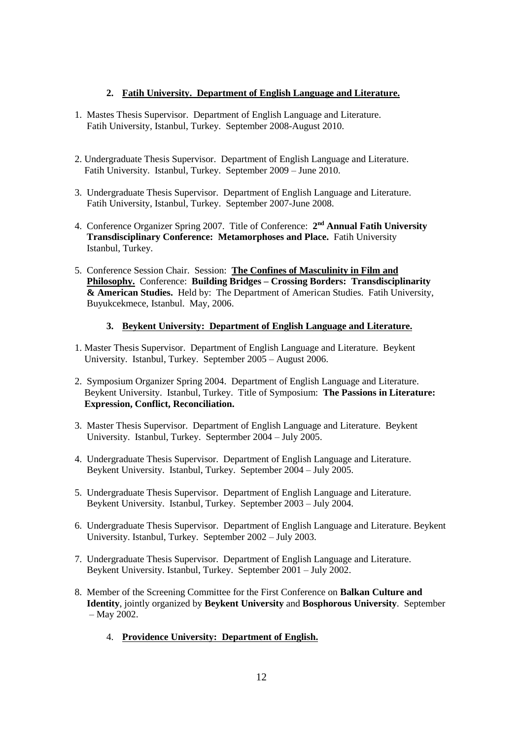2. **Fatih University. Department of English Language and Literature.**

1. Mastes Thesis Supervisor. Department of English Language and Literature. Fatih University, Istanbul, Turkey. September 2008-August 2010.

2. Undergraduate Thesis Supervisor. Department of English Language and Literature. Fatih University. Istanbul, Turkey. September 2009 – June 2010.

3. Undergraduate Thesis Supervisor. Department of English Language and Literature. Fatih University, Istanbul, Turkey. September 2007-June 2008.

4. Conference Organizer Spring 2007. Title of Conference: **2nd Annual Fatih University Transdisciplinary Conference: Metamorphoses and Place.** Fatih University Istanbul, Turkey.

5. Conference Session Chair. Session: **The Confines of Masculinity in Film and Philosophy.** Conference: **Building Bridges – Crossing Borders: Transdisciplinarity & American Studies.** Held by: The Department of American Studies. Fatih University, Buyukcekmece, Istanbul. May, 2006.

3. **Beykent University: Department of English Language and Literature.**

1. Master Thesis Supervisor. Department of English Language and Literature. Beykent University. Istanbul, Turkey. September 2005 – August 2006.

2. Symposium Organizer Spring 2004. Department of English Language and Literature. Beykent University. Istanbul, Turkey. Title of Symposium: **The Passions in Literature: Expression, Conflict, Reconciliation.**

3. Master Thesis Supervisor. Department of English Language and Literature. Beykent University. Istanbul, Turkey. Septermber 2004 – July 2005.

4. Undergraduate Thesis Supervisor. Department of English Language and Literature. Beykent University. Istanbul, Turkey. September 2004 – July 2005.

5. Undergraduate Thesis Supervisor. Department of English Language and Literature. Beykent University. Istanbul, Turkey. September 2003 – July 2004.

6. Undergraduate Thesis Supervisor. Department of English Language and Literature. Beykent University. Istanbul, Turkey. September 2002 – July 2003.

7. Undergraduate Thesis Supervisor. Department of English Language and Literature. Beykent University. Istanbul, Turkey. September 2001 – July 2002.

8. Member of the Screening Committee for the First Conference on **Balkan Culture and Identity**, jointly organized by **Beykent University** and **Bosphorous University**. September – May 2002.

4. **Providence University: Department of English.**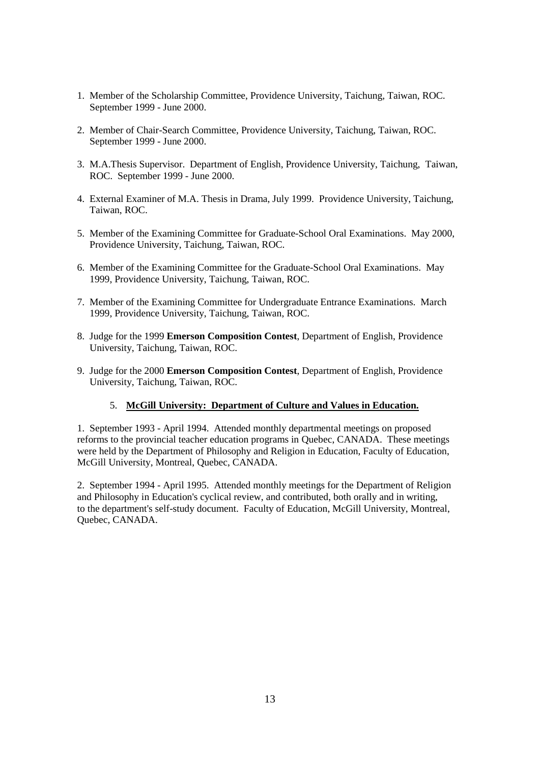1. Member of the Scholarship Committee, Providence University, Taichung, Taiwan, ROC. September 1999 - June 2000.

2. Member of Chair-Search Committee, Providence University, Taichung, Taiwan, ROC. September 1999 - June 2000.

3. M.A.Thesis Supervisor. Department of English, Providence University, Taichung, Taiwan, ROC. September 1999 - June 2000.

4. External Examiner of M.A. Thesis in Drama, July 1999. Providence University, Taichung, Taiwan, ROC.

5. Member of the Examining Committee for Graduate-School Oral Examinations. May 2000, Providence University, Taichung, Taiwan, ROC.

6. Member of the Examining Committee for the Graduate-School Oral Examinations. May 1999, Providence University, Taichung, Taiwan, ROC.

7. Member of the Examining Committee for Undergraduate Entrance Examinations. March 1999, Providence University, Taichung, Taiwan, ROC.

8. Judge for the 1999 **Emerson Composition Contest**, Department of English, Providence University, Taichung, Taiwan, ROC.

9. Judge for the 2000 **Emerson Composition Contest**, Department of English, Providence University, Taichung, Taiwan, ROC.

### 5. **McGill University: Department of Culture and Values in Education.**

1. September 1993 - April 1994. Attended monthly departmental meetings on proposed reforms to the provincial teacher education programs in Quebec, CANADA. These meetings were held by the Department of Philosophy and Religion in Education, Faculty of Education, McGill University, Montreal, Quebec, CANADA.

2. September 1994 - April 1995. Attended monthly meetings for the Department of Religion and Philosophy in Education's cyclical review, and contributed, both orally and in writing, to the department's self-study document. Faculty of Education, McGill University, Montreal, Quebec, CANADA.